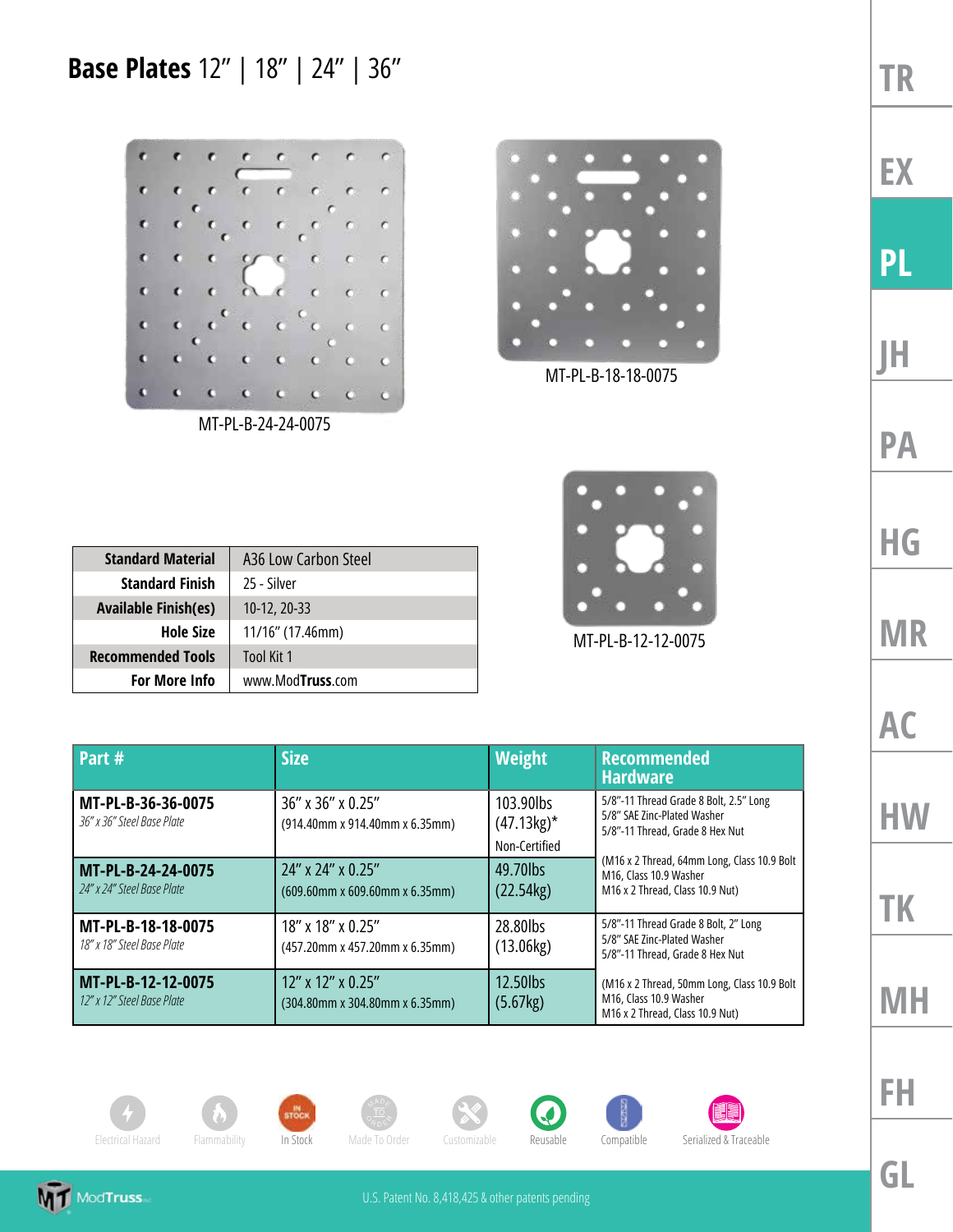# **Base Plates** 12" | 18" | 24" | 36"

MT-PL-B-24-24-0075

MT-PL-B-18-18-0075

MT-PL-B-12-12-0075

| | |
|---|---|
| **Standard Material** | A36 Low Carbon Steel |
| **Standard Finish** | 25 - Silver |
| **Available Finish(es)** | 10-12, 20-33 |
| **Hole Size** | 11/16" (17.46mm) |
| **Recommended Tools** | Tool Kit 1 |
| **For More Info** | www.ModTruss.com |

| Part # | Size | Weight | Recommended Hardware |
|---|---|---|---|
| **MT-PL-B-36-36-0075** *36" x 36" Steel Base Plate* | 36" x 36" x 0.25" (914.40mm x 914.40mm x 6.35mm) | 103.90lbs (47.13kg)* Non-Certified | 5/8"-11 Thread Grade 8 Bolt, 2.5" Long 5/8" SAE Zinc-Plated Washer 5/8"-11 Thread, Grade 8 Hex Nut (M16 x 2 Thread, 64mm Long, Class 10.9 Bolt M16, Class 10.9 Washer M16 x 2 Thread, Class 10.9 Nut) |
| **MT-PL-B-24-24-0075** *24" x 24" Steel Base Plate* | 24" x 24" x 0.25" (609.60mm x 609.60mm x 6.35mm) | 49.70lbs (22.54kg) | |
| **MT-PL-B-18-18-0075** *18" x 18" Steel Base Plate* | 18" x 18" x 0.25" (457.20mm x 457.20mm x 6.35mm) | 28.80lbs (13.06kg) | 5/8"-11 Thread Grade 8 Bolt, 2" Long 5/8" SAE Zinc-Plated Washer 5/8"-11 Thread, Grade 8 Hex Nut (M16 x 2 Thread, 50mm Long, Class 10.9 Bolt M16, Class 10.9 Washer M16 x 2 Thread, Class 10.9 Nut) |
| **MT-PL-B-12-12-0075** *12" x 12" Steel Base Plate* | 12" x 12" x 0.25" (304.80mm x 304.80mm x 6.35mm) | 12.50lbs (5.67kg) | |

Electrical Hazard | Flammability | In Stock | Made To Order | Customizable | Reusable | Compatible | Serialized & Traceable

U.S. Patent No. 8,418,425 & other patents pending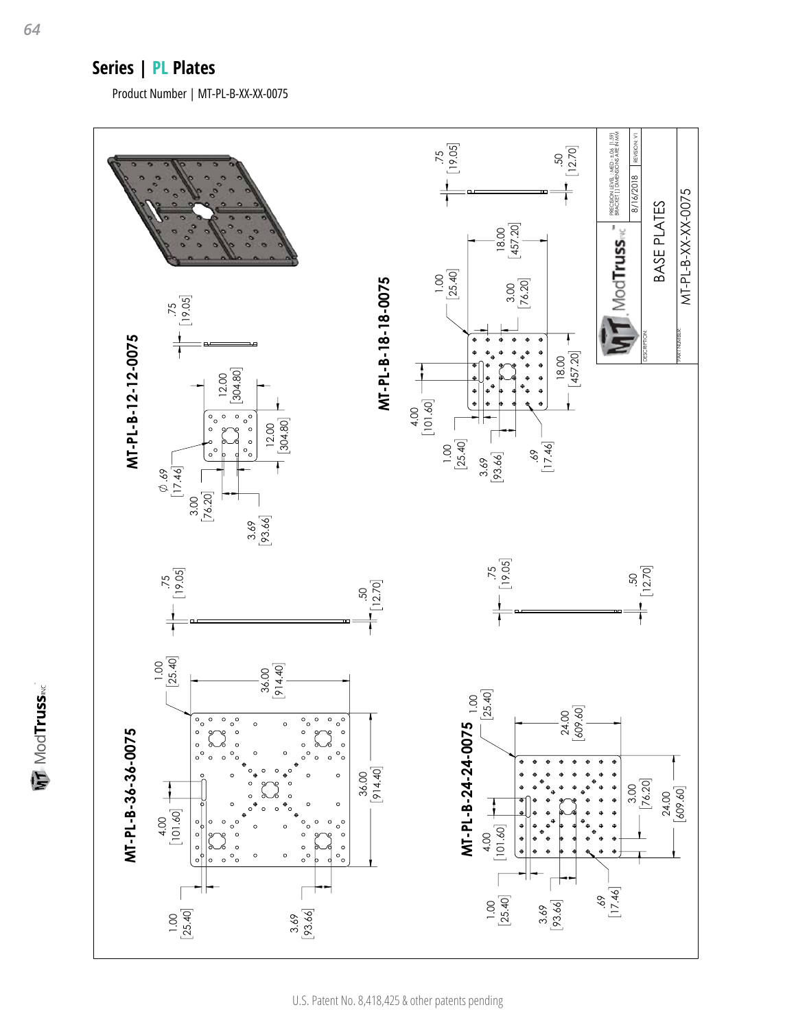## Series | PL Plates

Product Number | MT-PL-B-XX-XX-0075

**MT-PL-B-12-12-0075**

.75 [19.05]

12.00 [304.80]

12.00 [304.80]

⌀.69 [17.46]

3.00 [76.20]

3.69 [93.66]

**MT-PL-B-18-18-0075**

.75 [19.05]

.50 [12.70]

1.00 [25.40]

18.00 [457.20]

3.00 [76.20]

18.00 [457.20]

4.00 [101.60]

1.00 [25.40]

3.69 [93.66]

.69 [17.46]

**MT-PL-B-36-36-0075**

.75 [19.05]

.50 [12.70]

1.00 [25.40]

36.00 [914.40]

36.00 [914.40]

4.00 [101.60]

1.00 [25.40]

3.69 [93.66]

**MT-PL-B-24-24-0075**

.75 [19.05]

.50 [12.70]

1.00 [25.40]

24.00 [609.60]

3.00 [76.20]

24.00 [609.60]

4.00 [101.60]

1.00 [25.40]

3.69 [93.66]

.69 [17.46]

PRECISION LEVEL - MED : ±.06 [1.59]
BRACKET [ ] DIMENSIONS ARE IN MM

8/16/2018

REVISION: V1

DESCRIPTION: BASE PLATES

PART NUMBER: MT-PL-B-XX-XX-0075

U.S. Patent No. 8,418,425 & other patents pending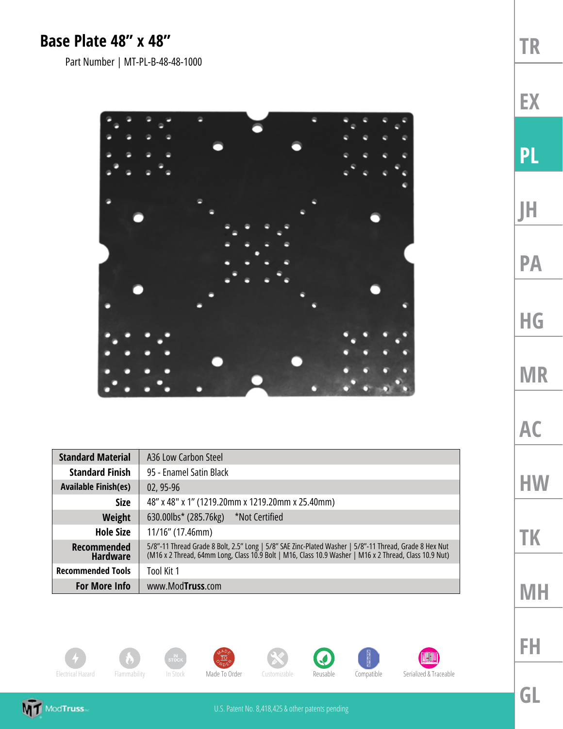# Base Plate 48" x 48"

Part Number | MT-PL-B-48-48-1000

| | |
|---|---|
| **Standard Material** | A36 Low Carbon Steel |
| **Standard Finish** | 95 - Enamel Satin Black |
| **Available Finish(es)** | 02, 95-96 |
| **Size** | 48" x 48" x 1" (1219.20mm x 1219.20mm x 25.40mm) |
| **Weight** | 630.00lbs* (285.76kg) *Not Certified |
| **Hole Size** | 11/16" (17.46mm) |
| **Recommended Hardware** | 5/8"-11 Thread Grade 8 Bolt, 2.5" Long \| 5/8" SAE Zinc-Plated Washer \| 5/8"-11 Thread, Grade 8 Hex Nut (M16 x 2 Thread, 64mm Long, Class 10.9 Bolt \| M16, Class 10.9 Washer \| M16 x 2 Thread, Class 10.9 Nut) |
| **Recommended Tools** | Tool Kit 1 |
| **For More Info** | www.ModTruss.com |

Electrical Hazard · Flammability · In Stock · Made To Order · Customizable · Reusable · Compatible · Serialized & Traceable

U.S. Patent No. 8,418,425 & other patents pending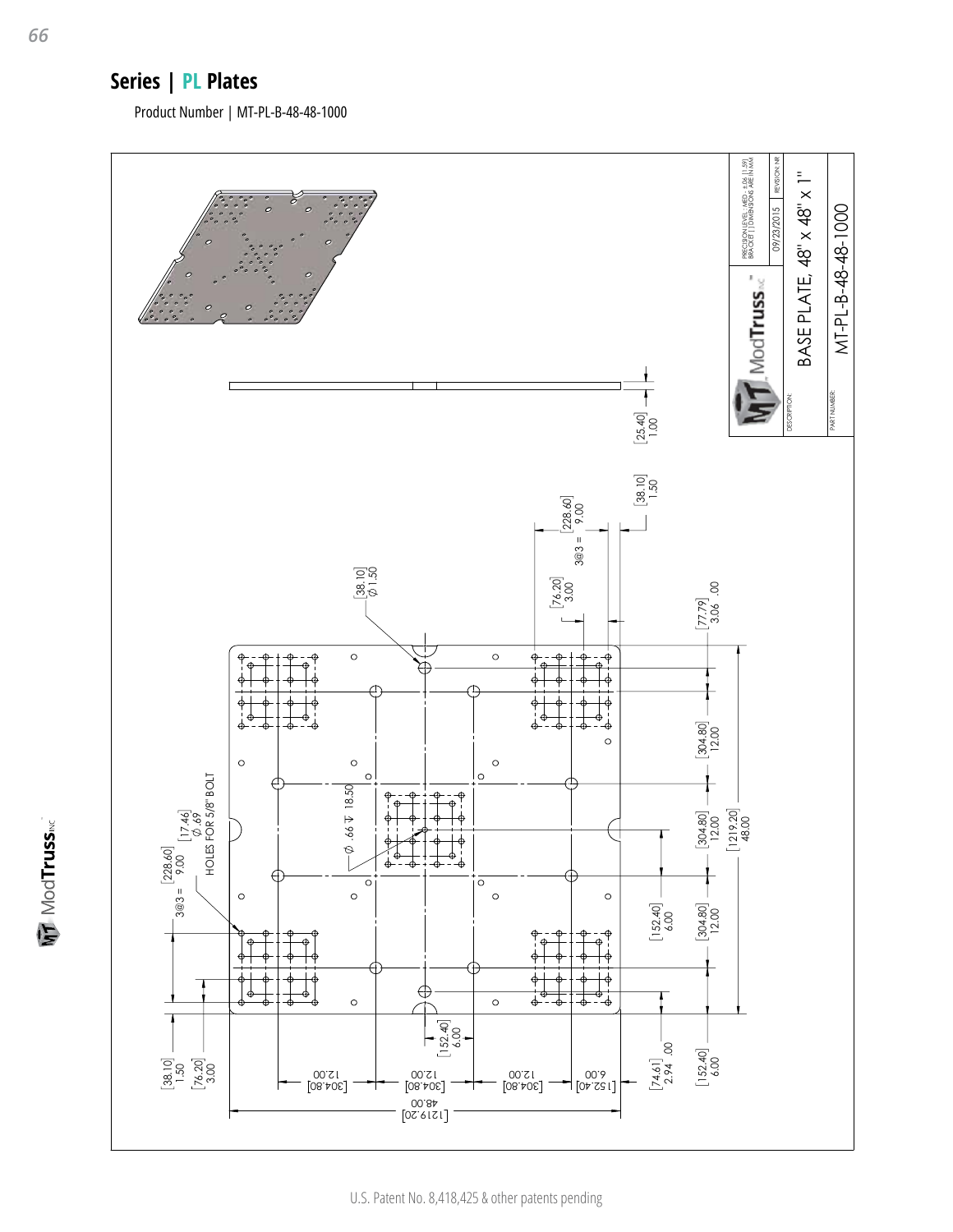## Series | PL Plates

Product Number | MT-PL-B-48-48-1000

PRECISION LEVEL: MED - ±.06 [1.59]
BRACKET [ ] DIMENSIONS ARE IN MM

09/23/2015

REVISION: NR

DESCRIPTION:

BASE PLATE, 48" x 48" x 1"

PART NUMBER:

MT-PL-B-48-48-1000

[25.40]
1.00

[38.10]
1.50

3@3 = [228.60]
9.00

[76.20]
3.00

[38.10]
∅ 1.50

[77.79]
3.06 .00

[304.80]
12.00

[304.80]
12.00

[1219.20]
48.00

[304.80]
12.00

[152.40]
6.00

∅ .66 ↧ 18.50

[17.46]
∅ .69
HOLES FOR 5/8" BOLT

3@3 = [228.60]
9.00

[38.10]
1.50

[76.20]
3.00

[152.40]
6.00

[74.61]
2.94 .00

[152.40]
6.00

[304.80]
12.00

[304.80]
12.00

[304.80]
12.00

[152.40]
6.00

[1219.20]
48.00

U.S. Patent No. 8,418,425 & other patents pending